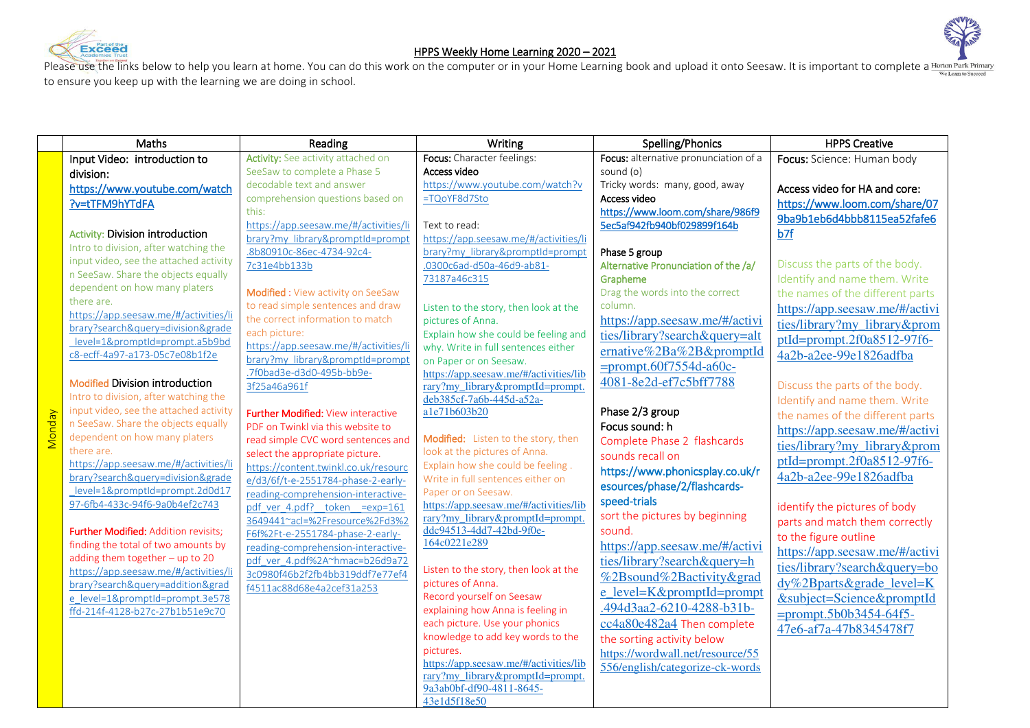# HPPS Weekly Home Learning 2020 – 2021

Please use the links below to help you learn at home. You can do this work on the computer or in your Home Learning book and upload it onto Seesaw. It is important to complete a to ensure you keep up with the learning we are doing in school.

| | Maths | Reading | Writing | Spelling/Phonics | HPPS Creative |
|---|---|---|---|---|---|
| Monday | Input Video: introduction to division: https://www.youtube.com/watch?v=tTFM9hYTdFA<br><br>Activity: Division introduction<br>Intro to division, after watching the input video, see the attached activity n SeeSaw. Share the objects equally dependent on how many platers there are.<br>https://app.seesaw.me/#/activities/library?search&query=division&grade_level=1&promptId=prompt.a5b9bdc8-ecff-4a97-a173-05c7e08b1f2e<br><br>Modified Division introduction<br>Intro to division, after watching the input video, see the attached activity n SeeSaw. Share the objects equally dependent on how many platers there are.<br>https://app.seesaw.me/#/activities/library?search&query=division&grade_level=1&promptId=prompt.2d0d1797-6fb4-433c-94f6-9a0b4ef2c743<br><br>Further Modified: Addition revisits; finding the total of two amounts by adding them together – up to 20<br>https://app.seesaw.me/#/activities/library?search&query=addition&grade_level=1&promptId=prompt.3e578ffd-214f-4128-b27c-27b1b51e9c70 | Activity: See activity attached on SeeSaw to complete a Phase 5 decodable text and answer comprehension questions based on this:<br>https://app.seesaw.me/#/activities/library?my_library&promptId=prompt.8b80910c-86ec-4734-92c4-7c31e4bb133b<br><br>Modified : View activity on SeeSaw to read simple sentences and draw the correct information to match each picture:<br>https://app.seesaw.me/#/activities/library?my_library&promptId=prompt.7f0bad3e-d3d0-495b-bb9e-3f25a46a961f<br><br>Further Modified: View interactive PDF on Twinkl via this website to read simple CVC word sentences and select the appropriate picture.<br>https://content.twinkl.co.uk/resource/d3/6f/t-e-2551784-phase-2-early-reading-comprehension-interactive-pdf_ver_4.pdf?__token__=exp=1613649441~acl=%2Fresource%2Fd3%2F6f%2Ft-e-2551784-phase-2-early-reading-comprehension-interactive-pdf_ver_4.pdf%2A~hmac=b26d9a723c0980f46b2f2fb4bb319ddf7e77ef4f4511ac88d68e4a2cef31a253 | Focus: Character feelings:<br>Access video<br>https://www.youtube.com/watch?v=TQoYF8d7Sto<br><br>Text to read:<br>https://app.seesaw.me/#/activities/library?my_library&promptId=prompt.0300c6ad-d50a-46d9-ab81-73187a46c315<br><br>Listen to the story, then look at the pictures of Anna.<br>Explain how she could be feeling and why. Write in full sentences either on Paper or on Seesaw.<br>https://app.seesaw.me/#/activities/library?my_library&promptId=prompt.deb385cf-7a6b-445d-a52a-a1e71b603b20<br><br>Modified: Listen to the story, then look at the pictures of Anna.<br>Explain how she could be feeling .<br>Write in full sentences either on Paper or on Seesaw.<br>https://app.seesaw.me/#/activities/library?my_library&promptId=prompt.ddc94513-4dd7-42bd-9f0e-164c0221e289<br><br>Listen to the story, then look at the pictures of Anna.<br>Record yourself on Seesaw explaining how Anna is feeling in each picture. Use your phonics knowledge to add key words to the pictures.<br>https://app.seesaw.me/#/activities/library?my_library&promptId=prompt.9a3ab0bf-df90-4811-8645-43e1d5f18e50 | Focus: alternative pronunciation of a sound (o)<br>Tricky words: many, good, away<br>Access video<br>https://www.loom.com/share/986f95ec5af942fb940bf029899f164b<br><br>Phase 5 group<br>Alternative Pronunciation of the /a/ Grapheme<br>Drag the words into the correct column.<br>https://app.seesaw.me/#/activities/library?search&query=alternative%2Ba%2B&promptId=prompt.60f7554d-a60c-4081-8e2d-ef7c5bff7788<br><br>Phase 2/3 group<br>Focus sound: h<br>Complete Phase 2 flashcards sounds recall on<br>https://www.phonicsplay.co.uk/resources/phase/2/flashcards-speed-trials<br>sort the pictures by beginning sound.<br>https://app.seesaw.me/#/activities/library?search&query=h%2Bsound%2Bactivity&grade_level=K&promptId=prompt.494d3aa2-6210-4288-b31b-cc4a80e482a4 Then complete the sorting activity below<br>https://wordwall.net/resource/55556/english/categorize-ck-words | Focus: Science: Human body<br><br>Access video for HA and core:<br>https://www.loom.com/share/079ba9b1eb6d4bbb8115ea52fafe6b7f<br><br>Discuss the parts of the body. Identify and name them. Write the names of the different parts<br>https://app.seesaw.me/#/activities/library?my_library&promptId=prompt.2f0a8512-97f6-4a2b-a2ee-99e1826adfba<br><br>Discuss the parts of the body. Identify and name them. Write the names of the different parts<br>https://app.seesaw.me/#/activities/library?my_library&promptId=prompt.2f0a8512-97f6-4a2b-a2ee-99e1826adfba<br><br>identify the pictures of body parts and match them correctly to the figure outline<br>https://app.seesaw.me/#/activities/library?search&query=body%2Bparts&grade_level=K&subject=Science&promptId=prompt.5b0b3454-64f5-47e6-af7a-47b8345478f7 |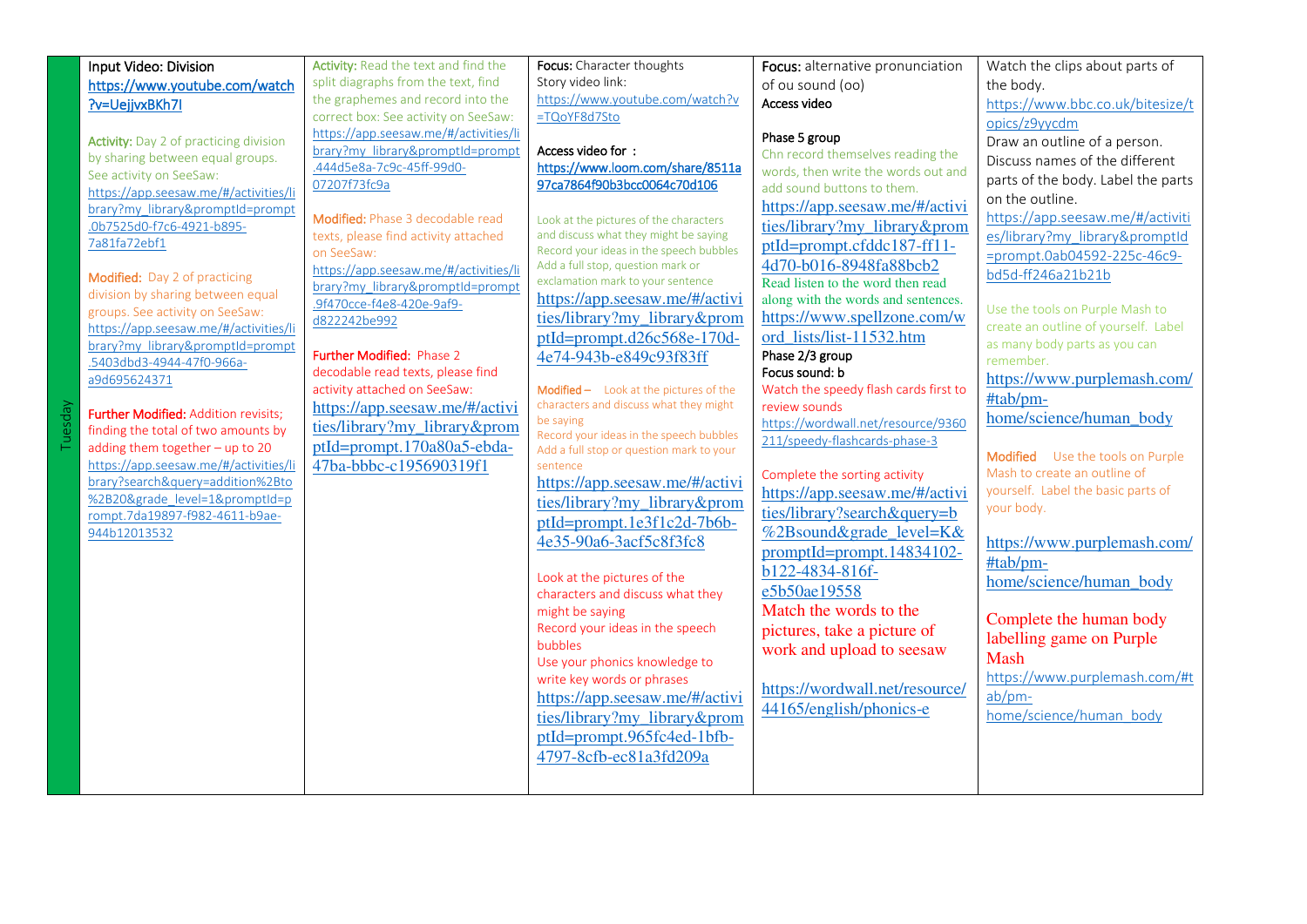| Tuesday | Input Video: Division<br>https://www.youtube.com/watch?v=UejjvxBKh7I<br><br>**Activity:** Day 2 of practicing division by sharing between equal groups. See activity on SeeSaw: https://app.seesaw.me/#/activities/library?my_library&promptId=prompt.0b7525d0-f7c6-4921-b895-7a81fa72ebf1<br><br>**Modified:** Day 2 of practicing division by sharing between equal groups. See activity on SeeSaw: https://app.seesaw.me/#/activities/library?my_library&promptId=prompt.5403dbd3-4944-47f0-966a-a9d695624371<br><br>**Further Modified:** Addition revisits; finding the total of two amounts by adding them together – up to 20 https://app.seesaw.me/#/activities/library?search&query=addition%2Bto%2B20&grade_level=1&promptId=prompt.7da19897-f982-4611-b9ae-944b12013532 | **Activity:** Read the text and find the split diagraphs from the text, find the graphemes and record into the correct box: See activity on SeeSaw: https://app.seesaw.me/#/activities/library?my_library&promptId=prompt.444d5e8a-7c9c-45ff-99d0-07207f73fc9a<br><br>**Modified:** Phase 3 decodable read texts, please find activity attached on SeeSaw: https://app.seesaw.me/#/activities/library?my_library&promptId=prompt.9f470cce-f4e8-420e-9af9-d822242be992<br><br>**Further Modified:** Phase 2 decodable read texts, please find activity attached on SeeSaw: https://app.seesaw.me/#/activities/library?my_library&promptId=prompt.170a80a5-ebda-47ba-bbbc-c195690319f1 | **Focus:** Character thoughts<br>Story video link: https://www.youtube.com/watch?v=TQoYF8d7Sto<br><br>Access video for : https://www.loom.com/share/8511a97ca7864f90b3bcc0064c70d106<br><br>Look at the pictures of the characters and discuss what they might be saying<br>Record your ideas in the speech bubbles<br>Add a full stop, question mark or exclamation mark to your sentence<br>https://app.seesaw.me/#/activities/library?my_library&promptId=prompt.d26c568e-170d-4e74-943b-e849c93f83ff<br><br>**Modified –** Look at the pictures of the characters and discuss what they might be saying<br>Record your ideas in the speech bubbles<br>Add a full stop or question mark to your sentence<br>https://app.seesaw.me/#/activities/library?my_library&promptId=prompt.1e3f1c2d-7b6b-4e35-90a6-3acf5c8f3fc8<br><br>Look at the pictures of the characters and discuss what they might be saying<br>Record your ideas in the speech bubbles<br>Use your phonics knowledge to write key words or phrases<br>https://app.seesaw.me/#/activities/library?my_library&promptId=prompt.965fc4ed-1bfb-4797-8cfb-ec81a3fd209a | **Focus:** alternative pronunciation of ou sound (oo)<br>Access video<br><br>Phase 5 group<br>Chn record themselves reading the words, then write the words out and add sound buttons to them.<br>https://app.seesaw.me/#/activities/library?my_library&promptId=prompt.cfddc187-ff11-4d70-b016-8948fa88bcb2<br>Read listen to the word then read along with the words and sentences.<br>https://www.spellzone.com/word_lists/list-11532.htm<br>Phase 2/3 group<br>Focus sound: b<br>Watch the speedy flash cards first to review sounds<br>https://wordwall.net/resource/9360211/speedy-flashcards-phase-3<br><br>Complete the sorting activity<br>https://app.seesaw.me/#/activities/library?search&query=b%2Bsound&grade_level=K&promptId=prompt.14834102-b122-4834-816f-e5b50ae19558<br>Match the words to the pictures, take a picture of work and upload to seesaw<br><br>https://wordwall.net/resource/44165/english/phonics-e | Watch the clips about parts of the body.<br>https://www.bbc.co.uk/bitesize/topics/z9yycdm<br>Draw an outline of a person. Discuss names of the different parts of the body. Label the parts on the outline.<br>https://app.seesaw.me/#/activities/library?my_library&promptId=prompt.0ab04592-225c-46c9-bd5d-ff246a21b21b<br><br>Use the tools on Purple Mash to create an outline of yourself. Label as many body parts as you can remember.<br>https://www.purplemash.com/#tab/pm-home/science/human_body<br><br>**Modified** Use the tools on Purple Mash to create an outline of yourself. Label the basic parts of your body.<br><br>https://www.purplemash.com/#tab/pm-home/science/human_body<br><br>Complete the human body labelling game on Purple Mash<br>https://www.purplemash.com/#tab/pm-home/science/human_body |
|---|---|---|---|---|---|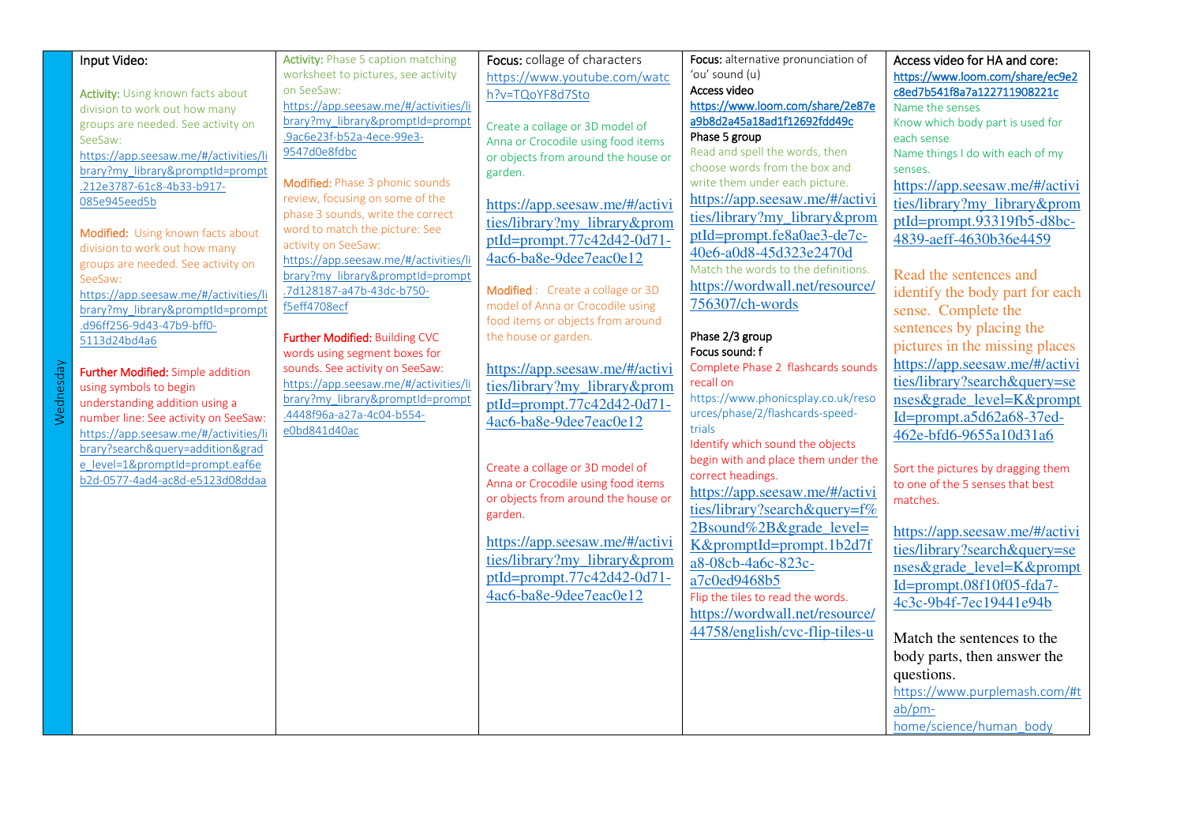| Wednesday | | | | | |
|---|---|---|---|---|---|
| | Input Video:<br><br>**Activity:** Using known facts about division to work out how many groups are needed. See activity on SeeSaw: https://app.seesaw.me/#/activities/library?my_library&promptId=prompt.212e3787-61c8-4b33-b917-085e945eed5b<br><br>**Modified:** Using known facts about division to work out how many groups are needed. See activity on SeeSaw: https://app.seesaw.me/#/activities/library?my_library&promptId=prompt.d96ff256-9d43-47b9-bff0-5113d24bd4a6<br><br>**Further Modified:** Simple addition using symbols to begin understanding addition using a number line: See activity on SeeSaw: https://app.seesaw.me/#/activities/library?search&query=addition&grade_level=1&promptId=prompt.eaf6eb2d-0577-4ad4-ac8d-e5123d08ddaa | **Activity:** Phase 5 caption matching worksheet to pictures, see activity on SeeSaw: https://app.seesaw.me/#/activities/library?my_library&promptId=prompt.9ac6e23f-b52a-4ece-99e3-9547d0e8fdbc<br><br>**Modified:** Phase 3 phonic sounds review, focusing on some of the phase 3 sounds, write the correct word to match the picture: See activity on SeeSaw: https://app.seesaw.me/#/activities/library?my_library&promptId=prompt.7d128187-a47b-43dc-b750-f5eff4708ecf<br><br>**Further Modified:** Building CVC words using segment boxes for sounds. See activity on SeeSaw: https://app.seesaw.me/#/activities/library?my_library&promptId=prompt.4448f96a-a27a-4c04-b554-e0bd841d40ac | **Focus:** collage of characters https://www.youtube.com/watch?v=TQoYF8d7Sto<br><br>Create a collage or 3D model of Anna or Crocodile using food items or objects from around the house or garden.<br><br>https://app.seesaw.me/#/activities/library?my_library&promptId=prompt.77c42d42-0d71-4ac6-ba8e-9dee7eac0e12<br><br>**Modified**: Create a collage or 3D model of Anna or Crocodile using food items or objects from around the house or garden.<br><br>https://app.seesaw.me/#/activities/library?my_library&promptId=prompt.77c42d42-0d71-4ac6-ba8e-9dee7eac0e12<br><br>Create a collage or 3D model of Anna or Crocodile using food items or objects from around the house or garden.<br><br>https://app.seesaw.me/#/activities/library?my_library&promptId=prompt.77c42d42-0d71-4ac6-ba8e-9dee7eac0e12 | **Focus:** alternative pronunciation of 'ou' sound (u)<br>Access video<br>https://www.loom.com/share/2e87ea9b8d2a45a18ad1f12692fdd49c<br>Phase 5 group<br>Read and spell the words, then choose words from the box and write them under each picture.<br>https://app.seesaw.me/#/activities/library?my_library&promptId=prompt.fe8a0ae3-de7c-40e6-a0d8-45d323e2470d<br>Match the words to the definitions.<br>https://wordwall.net/resource/756307/ch-words<br><br>Phase 2/3 group<br>Focus sound: f<br>Complete Phase 2 flashcards sounds recall on<br>https://www.phonicsplay.co.uk/resources/phase/2/flashcards-speed-trials<br>Identify which sound the objects begin with and place them under the correct headings.<br>https://app.seesaw.me/#/activities/library?search&query=f%2Bsound%2B&grade_level=K&promptId=prompt.1b2d7fa8-08cb-4a6c-823c-a7c0ed9468b5<br>Flip the tiles to read the words.<br>https://wordwall.net/resource/44758/english/cvc-flip-tiles-u | Access video for HA and core:<br>https://www.loom.com/share/ec9e2c8ed7b541f8a7a122711908221c<br>Name the senses<br>Know which body part is used for each sense<br>Name things I do with each of my senses.<br>https://app.seesaw.me/#/activities/library?my_library&promptId=prompt.93319fb5-d8bc-4839-aeff-4630b36e4459<br><br>Read the sentences and identify the body part for each sense. Complete the sentences by placing the pictures in the missing places<br>https://app.seesaw.me/#/activities/library?search&query=senses&grade_level=K&promptId=prompt.a5d62a68-37ed-462e-bfd6-9655a10d31a6<br><br>Sort the pictures by dragging them to one of the 5 senses that best matches.<br><br>https://app.seesaw.me/#/activities/library?search&query=senses&grade_level=K&promptId=prompt.08f10f05-fda7-4c3c-9b4f-7ec19441e94b<br><br>Match the sentences to the body parts, then answer the questions.<br>https://www.purplemash.com/#tab/pm-home/science/human_body |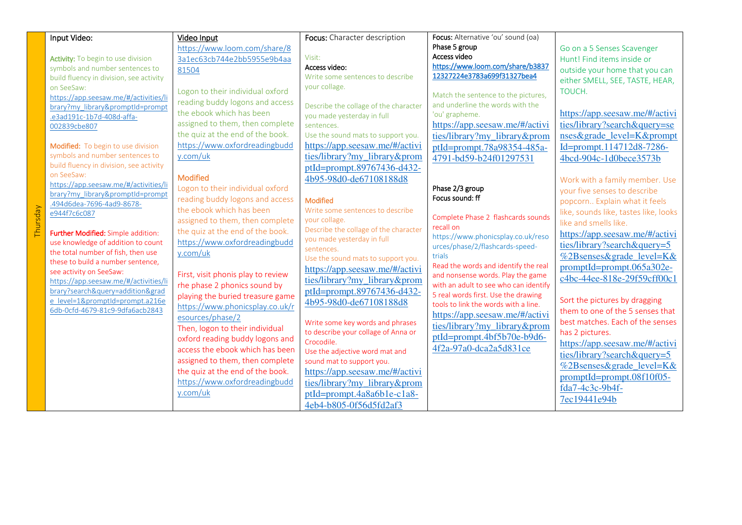| Thursday | Input Video:<br><br>**Activity:** To begin to use division symbols and number sentences to build fluency in division, see activity on SeeSaw:<br>https://app.seesaw.me/#/activities/library?my_library&promptId=prompt.e3ad191c-1b7d-408d-affa-002839cbe807<br><br>**Modified:** To begin to use division symbols and number sentences to build fluency in division, see activity on SeeSaw:<br>https://app.seesaw.me/#/activities/library?my_library&promptId=prompt.494d6dea-7696-4ad9-8678-e944f7c6c087<br><br>**Further Modified:** Simple addition: use knowledge of addition to count the total number of fish, then use these to build a number sentence, see activity on SeeSaw:<br>https://app.seesaw.me/#/activities/library?search&query=addition&grade_level=1&promptId=prompt.a216e6db-0cfd-4679-81c9-9dfa6acb2843 | Video Input<br>https://www.loom.com/share/83a1ec63cb744e2bb5955e9b4aa81504<br><br>Logon to their individual oxford reading buddy logons and access the ebook which has been assigned to them, then complete the quiz at the end of the book.<br>https://www.oxfordreadingbuddy.com/uk<br><br>**Modified**<br>Logon to their individual oxford reading buddy logons and access the ebook which has been assigned to them, then complete the quiz at the end of the book.<br>https://www.oxfordreadingbuddy.com/uk<br><br>First, visit phonics play to review rhe phase 2 phonics sound by playing the buried treasure game https://www.phonicsplay.co.uk/resources/phase/2<br>Then, logon to their individual oxford reading buddy logons and access the ebook which has been assigned to them, then complete the quiz at the end of the book.<br>https://www.oxfordreadingbuddy.com/uk | **Focus:** Character description<br><br>Visit:<br>Access video:<br>Write some sentences to describe your collage.<br><br>Describe the collage of the character you made yesterday in full sentences.<br>Use the sound mats to support you.<br>https://app.seesaw.me/#/activities/library?my_library&promptId=prompt.89767436-d432-4b95-98d0-de67108188d8<br><br>**Modified**<br>Write some sentences to describe your collage.<br>Describe the collage of the character you made yesterday in full sentences.<br>Use the sound mats to support you.<br>https://app.seesaw.me/#/activities/library?my_library&promptId=prompt.89767436-d432-4b95-98d0-de67108188d8<br><br>Write some key words and phrases to describe your collage of Anna or Crocodile.<br>Use the adjective word mat and sound mat to support you.<br>https://app.seesaw.me/#/activities/library?my_library&promptId=prompt.4a8a6b1e-c1a8-4eb4-b805-0f56d5fd2af3 | **Focus:** Alternative 'ou' sound (oa)<br>**Phase 5 group**<br>**Access video**<br>https://www.loom.com/share/b383712327224e3783a699f31327bea4<br><br>Match the sentence to the pictures, and underline the words with the 'ou' grapheme.<br>https://app.seesaw.me/#/activities/library?my_library&promptId=prompt.78a98354-485a-4791-bd59-b24f01297531<br><br>**Phase 2/3 group**<br>**Focus sound: ff**<br><br>Complete Phase 2 flashcards sounds recall on<br>https://www.phonicsplay.co.uk/resources/phase/2/flashcards-speed-trials<br>Read the words and identify the real and nonsense words. Play the game with an adult to see who can identify 5 real words first. Use the drawing tools to link the words with a line.<br>https://app.seesaw.me/#/activities/library?my_library&promptId=prompt.4bf5b70e-b9d6-4f2a-97a0-dca2a5d831ce | Go on a 5 Senses Scavenger Hunt! Find items inside or outside your home that you can either SMELL, SEE, TASTE, HEAR, TOUCH.<br><br>https://app.seesaw.me/#/activities/library?search&query=senses&grade_level=K&promptId=prompt.114712d8-7286-4bcd-904c-1d0bece3573b<br><br>Work with a family member. Use your five senses to describe popcorn.. Explain what it feels like, sounds like, tastes like, looks like and smells like.<br>https://app.seesaw.me/#/activities/library?search&query=5%2Bsenses&grade_level=K&promptId=prompt.065a302e-c4bc-44ee-818e-29f59cff00c1<br><br>Sort the pictures by dragging them to one of the 5 senses that best matches. Each of the senses has 2 pictures.<br>https://app.seesaw.me/#/activities/library?search&query=5%2Bsenses&grade_level=K&promptId=prompt.08f10f05-fda7-4c3c-9b4f-7ec19441e94b |
|---|---|---|---|---|---|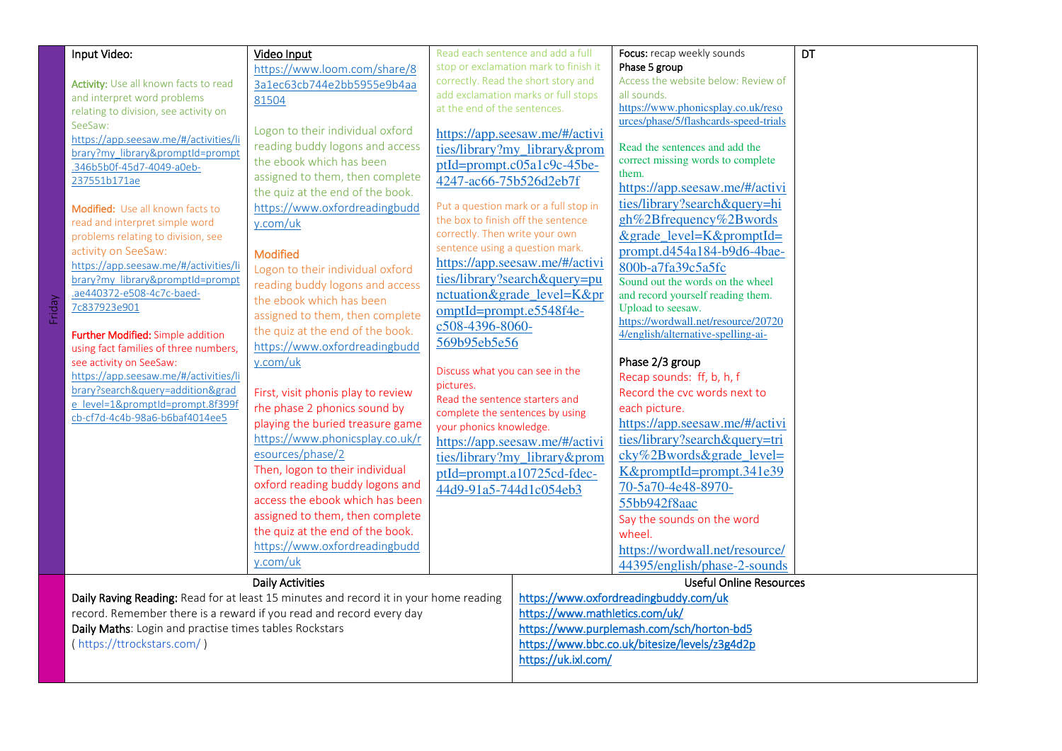| | | | | | |
|---|---|---|---|---|---|
| Friday | Input Video:<br><br>Activity: Use all known facts to read and interpret word problems relating to division, see activity on SeeSaw:<br>https://app.seesaw.me/#/activities/library?my_library&promptId=prompt.346b5b0f-45d7-4049-a0eb-237551b171ae<br><br>Modified: Use all known facts to read and interpret simple word problems relating to division, see activity on SeeSaw:<br>https://app.seesaw.me/#/activities/library?my_library&promptId=prompt.ae440372-e508-4c7c-baed-7c837923e901<br><br>Further Modified: Simple addition using fact families of three numbers, see activity on SeeSaw:<br>https://app.seesaw.me/#/activities/library?search&query=addition&grade_level=1&promptId=prompt.8f399fcb-cf7d-4c4b-98a6-b6baf4014ee5 | Video Input<br>https://www.loom.com/share/83a1ec63cb744e2bb5955e9b4aa81504<br><br>Logon to their individual oxford reading buddy logons and access the ebook which has been assigned to them, then complete the quiz at the end of the book.<br>https://www.oxfordreadingbuddy.com/uk<br><br>Modified<br>Logon to their individual oxford reading buddy logons and access the ebook which has been assigned to them, then complete the quiz at the end of the book.<br>https://www.oxfordreadingbuddy.com/uk<br><br>First, visit phonis play to review rhe phase 2 phonics sound by playing the buried treasure game<br>https://www.phonicsplay.co.uk/resources/phase/2<br>Then, logon to their individual oxford reading buddy logons and access the ebook which has been assigned to them, then complete the quiz at the end of the book.<br>https://www.oxfordreadingbuddy.com/uk | Read each sentence and add a full stop or exclamation mark to finish it correctly. Read the short story and add exclamation marks or full stops at the end of the sentences.<br><br>https://app.seesaw.me/#/activities/library?my_library&promptId=prompt.c05a1c9c-45be-4247-ac66-75b526d2eb7f<br><br>Put a question mark or a full stop in the box to finish off the sentence correctly. Then write your own sentence using a question mark.<br>https://app.seesaw.me/#/activities/library?search&query=punctuation&grade_level=K&promptId=prompt.e5548f4e-c508-4396-8060-569b95eb5e56<br><br>Discuss what you can see in the pictures.<br>Read the sentence starters and complete the sentences by using your phonics knowledge.<br>https://app.seesaw.me/#/activities/library?my_library&promptId=prompt.a10725cd-fdec-44d9-91a5-744d1c054eb3 | Focus: recap weekly sounds<br>Phase 5 group<br>Access the website below: Review of all sounds.<br>https://www.phonicsplay.co.uk/resources/phase/5/flashcards-speed-trials<br><br>Read the sentences and add the correct missing words to complete them.<br>https://app.seesaw.me/#/activities/library?search&query=high%2Bfrequency%2Bwords&grade_level=K&promptId=prompt.d454a184-b9d6-4bae-800b-a7fa39c5a5fc<br>Sound out the words on the wheel and record yourself reading them. Upload to seesaw.<br>https://wordwall.net/resource/207204/english/alternative-spelling-ai-<br><br>Phase 2/3 group<br>Recap sounds: ff, b, h, f<br>Record the cvc words next to each picture.<br>https://app.seesaw.me/#/activities/library?search&query=tricky%2Bwords&grade_level=K&promptId=prompt.341e3970-5a70-4e48-8970-55bb942f8aac<br>Say the sounds on the word wheel.<br>https://wordwall.net/resource/44395/english/phase-2-sounds | DT |

| Daily Activities | Useful Online Resources |
|---|---|
| **Daily Raving Reading:** Read for at least 15 minutes and record it in your home reading record. Remember there is a reward if you read and record every day<br>**Daily Maths**: Login and practise times tables Rockstars<br>( https://ttrockstars.com/ ) | https://www.oxfordreadingbuddy.com/uk<br>https://www.mathletics.com/uk/<br>https://www.purplemash.com/sch/horton-bd5<br>https://www.bbc.co.uk/bitesize/levels/z3g4d2p<br>https://uk.ixl.com/ |